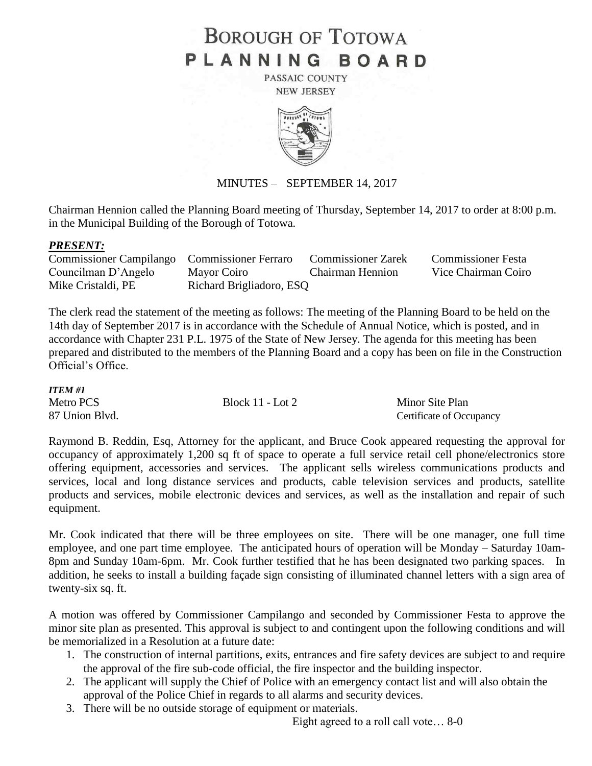# BOROUGH OF TOTOWA
# PLANNING BOARD

PASSAIC COUNTY
NEW JERSEY

MINUTES – SEPTEMBER 14, 2017

Chairman Hennion called the Planning Board meeting of Thursday, September 14, 2017 to order at 8:00 p.m. in the Municipal Building of the Borough of Totowa.

***PRESENT:***

| | | | |
|---|---|---|---|
| Commissioner Campilango | Commissioner Ferraro | Commissioner Zarek | Commissioner Festa |
| Councilman D'Angelo | Mayor Coiro | Chairman Hennion | Vice Chairman Coiro |
| Mike Cristaldi, PE | Richard Brigliadoro, ESQ | | |

The clerk read the statement of the meeting as follows: The meeting of the Planning Board to be held on the 14th day of September 2017 is in accordance with the Schedule of Annual Notice, which is posted, and in accordance with Chapter 231 P.L. 1975 of the State of New Jersey. The agenda for this meeting has been prepared and distributed to the members of the Planning Board and a copy has been on file in the Construction Official's Office.

***ITEM #1***

| | | |
|---|---|---|
| Metro PCS | Block 11 - Lot 2 | Minor Site Plan |
| 87 Union Blvd. | | Certificate of Occupancy |

Raymond B. Reddin, Esq, Attorney for the applicant, and Bruce Cook appeared requesting the approval for occupancy of approximately 1,200 sq ft of space to operate a full service retail cell phone/electronics store offering equipment, accessories and services. The applicant sells wireless communications products and services, local and long distance services and products, cable television services and products, satellite products and services, mobile electronic devices and services, as well as the installation and repair of such equipment.

Mr. Cook indicated that there will be three employees on site. There will be one manager, one full time employee, and one part time employee. The anticipated hours of operation will be Monday – Saturday 10am-8pm and Sunday 10am-6pm. Mr. Cook further testified that he has been designated two parking spaces. In addition, he seeks to install a building façade sign consisting of illuminated channel letters with a sign area of twenty-six sq. ft.

A motion was offered by Commissioner Campilango and seconded by Commissioner Festa to approve the minor site plan as presented. This approval is subject to and contingent upon the following conditions and will be memorialized in a Resolution at a future date:

1. The construction of internal partitions, exits, entrances and fire safety devices are subject to and require the approval of the fire sub-code official, the fire inspector and the building inspector.
2. The applicant will supply the Chief of Police with an emergency contact list and will also obtain the approval of the Police Chief in regards to all alarms and security devices.
3. There will be no outside storage of equipment or materials.

Eight agreed to a roll call vote… 8-0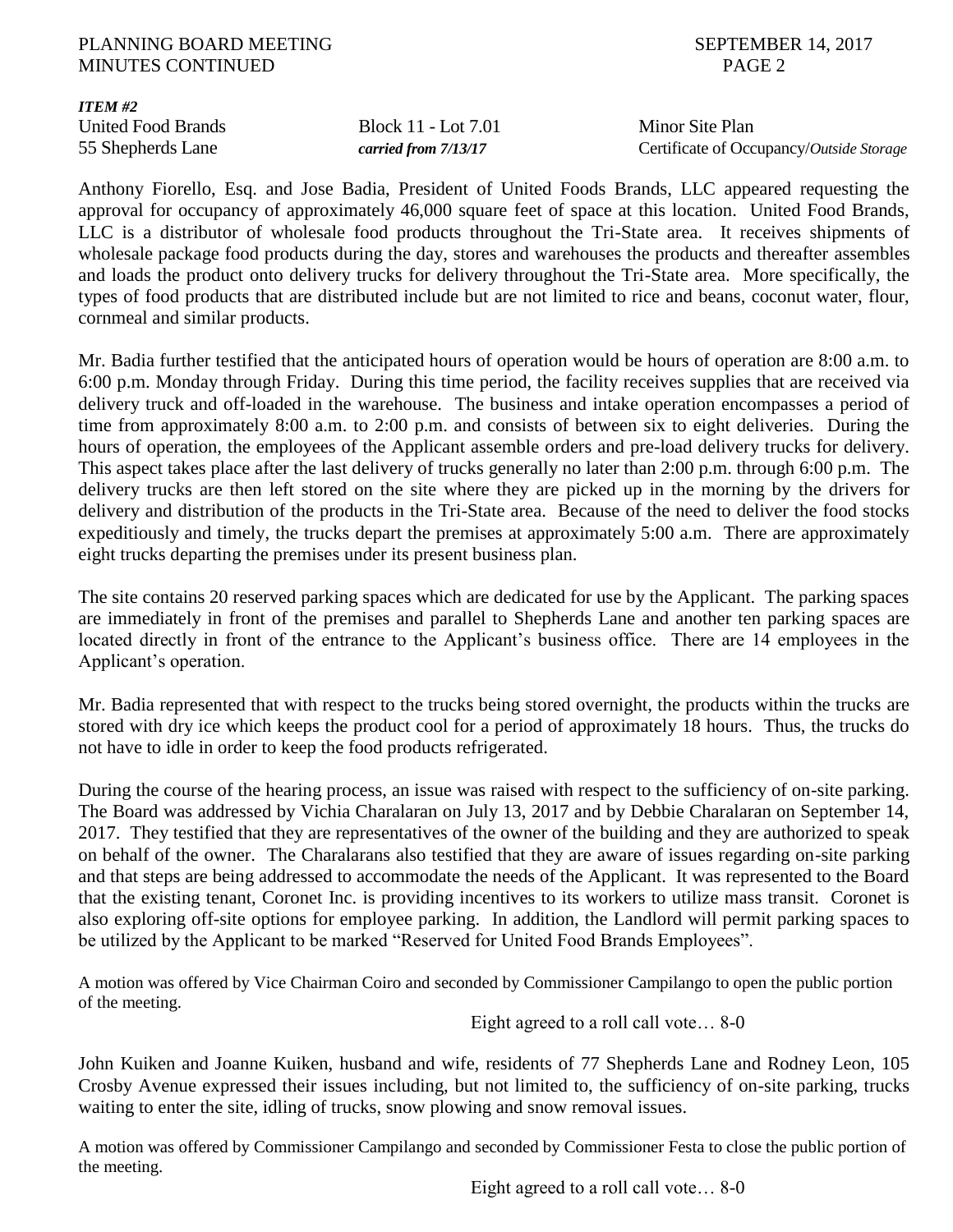***ITEM #2***

| United Food Brands | Block 11 - Lot 7.01 | Minor Site Plan |
|---|---|---|
| 55 Shepherds Lane | ***carried from 7/13/17*** | Certificate of Occupancy/*Outside Storage* |

Anthony Fiorello, Esq. and Jose Badia, President of United Foods Brands, LLC appeared requesting the approval for occupancy of approximately 46,000 square feet of space at this location. United Food Brands, LLC is a distributor of wholesale food products throughout the Tri-State area. It receives shipments of wholesale package food products during the day, stores and warehouses the products and thereafter assembles and loads the product onto delivery trucks for delivery throughout the Tri-State area. More specifically, the types of food products that are distributed include but are not limited to rice and beans, coconut water, flour, cornmeal and similar products.

Mr. Badia further testified that the anticipated hours of operation would be hours of operation are 8:00 a.m. to 6:00 p.m. Monday through Friday. During this time period, the facility receives supplies that are received via delivery truck and off-loaded in the warehouse. The business and intake operation encompasses a period of time from approximately 8:00 a.m. to 2:00 p.m. and consists of between six to eight deliveries. During the hours of operation, the employees of the Applicant assemble orders and pre-load delivery trucks for delivery. This aspect takes place after the last delivery of trucks generally no later than 2:00 p.m. through 6:00 p.m. The delivery trucks are then left stored on the site where they are picked up in the morning by the drivers for delivery and distribution of the products in the Tri-State area. Because of the need to deliver the food stocks expeditiously and timely, the trucks depart the premises at approximately 5:00 a.m. There are approximately eight trucks departing the premises under its present business plan.

The site contains 20 reserved parking spaces which are dedicated for use by the Applicant. The parking spaces are immediately in front of the premises and parallel to Shepherds Lane and another ten parking spaces are located directly in front of the entrance to the Applicant's business office. There are 14 employees in the Applicant's operation.

Mr. Badia represented that with respect to the trucks being stored overnight, the products within the trucks are stored with dry ice which keeps the product cool for a period of approximately 18 hours. Thus, the trucks do not have to idle in order to keep the food products refrigerated.

During the course of the hearing process, an issue was raised with respect to the sufficiency of on-site parking. The Board was addressed by Vichia Charalaran on July 13, 2017 and by Debbie Charalaran on September 14, 2017. They testified that they are representatives of the owner of the building and they are authorized to speak on behalf of the owner. The Charalarans also testified that they are aware of issues regarding on-site parking and that steps are being addressed to accommodate the needs of the Applicant. It was represented to the Board that the existing tenant, Coronet Inc. is providing incentives to its workers to utilize mass transit. Coronet is also exploring off-site options for employee parking. In addition, the Landlord will permit parking spaces to be utilized by the Applicant to be marked "Reserved for United Food Brands Employees".

A motion was offered by Vice Chairman Coiro and seconded by Commissioner Campilango to open the public portion of the meeting.

Eight agreed to a roll call vote… 8-0

John Kuiken and Joanne Kuiken, husband and wife, residents of 77 Shepherds Lane and Rodney Leon, 105 Crosby Avenue expressed their issues including, but not limited to, the sufficiency of on-site parking, trucks waiting to enter the site, idling of trucks, snow plowing and snow removal issues.

A motion was offered by Commissioner Campilango and seconded by Commissioner Festa to close the public portion of the meeting.

Eight agreed to a roll call vote… 8-0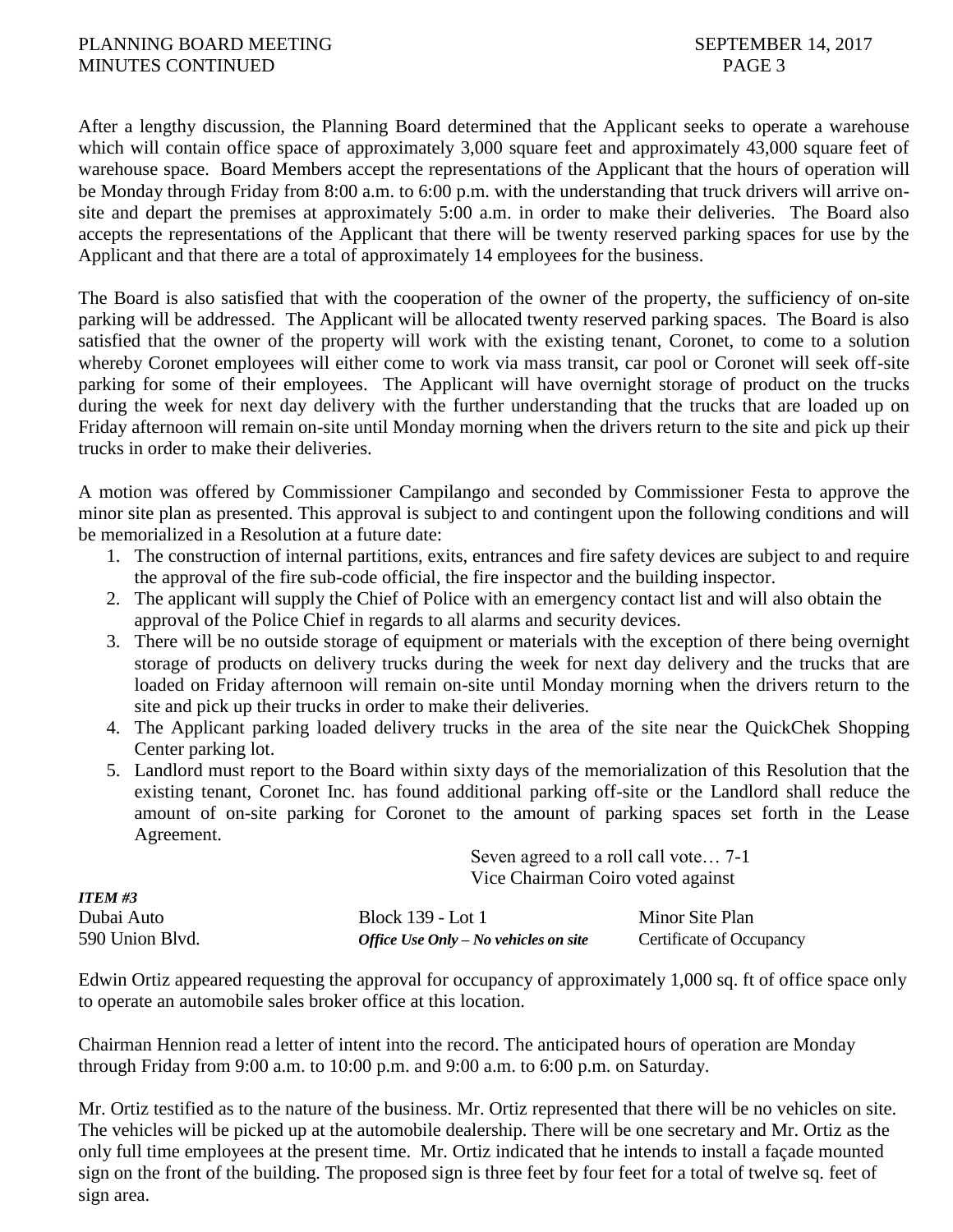After a lengthy discussion, the Planning Board determined that the Applicant seeks to operate a warehouse which will contain office space of approximately 3,000 square feet and approximately 43,000 square feet of warehouse space. Board Members accept the representations of the Applicant that the hours of operation will be Monday through Friday from 8:00 a.m. to 6:00 p.m. with the understanding that truck drivers will arrive on-site and depart the premises at approximately 5:00 a.m. in order to make their deliveries. The Board also accepts the representations of the Applicant that there will be twenty reserved parking spaces for use by the Applicant and that there are a total of approximately 14 employees for the business.

The Board is also satisfied that with the cooperation of the owner of the property, the sufficiency of on-site parking will be addressed. The Applicant will be allocated twenty reserved parking spaces. The Board is also satisfied that the owner of the property will work with the existing tenant, Coronet, to come to a solution whereby Coronet employees will either come to work via mass transit, car pool or Coronet will seek off-site parking for some of their employees. The Applicant will have overnight storage of product on the trucks during the week for next day delivery with the further understanding that the trucks that are loaded up on Friday afternoon will remain on-site until Monday morning when the drivers return to the site and pick up their trucks in order to make their deliveries.

A motion was offered by Commissioner Campilango and seconded by Commissioner Festa to approve the minor site plan as presented. This approval is subject to and contingent upon the following conditions and will be memorialized in a Resolution at a future date:

1. The construction of internal partitions, exits, entrances and fire safety devices are subject to and require the approval of the fire sub-code official, the fire inspector and the building inspector.
2. The applicant will supply the Chief of Police with an emergency contact list and will also obtain the approval of the Police Chief in regards to all alarms and security devices.
3. There will be no outside storage of equipment or materials with the exception of there being overnight storage of products on delivery trucks during the week for next day delivery and the trucks that are loaded on Friday afternoon will remain on-site until Monday morning when the drivers return to the site and pick up their trucks in order to make their deliveries.
4. The Applicant parking loaded delivery trucks in the area of the site near the QuickChek Shopping Center parking lot.
5. Landlord must report to the Board within sixty days of the memorialization of this Resolution that the existing tenant, Coronet Inc. has found additional parking off-site or the Landlord shall reduce the amount of on-site parking for Coronet to the amount of parking spaces set forth in the Lease Agreement.

Seven agreed to a roll call vote… 7-1
Vice Chairman Coiro voted against

***ITEM #3***

| | | |
|---|---|---|
| Dubai Auto | Block 139 - Lot 1 | Minor Site Plan |
| 590 Union Blvd. | ***Office Use Only – No vehicles on site*** | Certificate of Occupancy |

Edwin Ortiz appeared requesting the approval for occupancy of approximately 1,000 sq. ft of office space only to operate an automobile sales broker office at this location.

Chairman Hennion read a letter of intent into the record. The anticipated hours of operation are Monday through Friday from 9:00 a.m. to 10:00 p.m. and 9:00 a.m. to 6:00 p.m. on Saturday.

Mr. Ortiz testified as to the nature of the business. Mr. Ortiz represented that there will be no vehicles on site. The vehicles will be picked up at the automobile dealership. There will be one secretary and Mr. Ortiz as the only full time employees at the present time. Mr. Ortiz indicated that he intends to install a façade mounted sign on the front of the building. The proposed sign is three feet by four feet for a total of twelve sq. feet of sign area.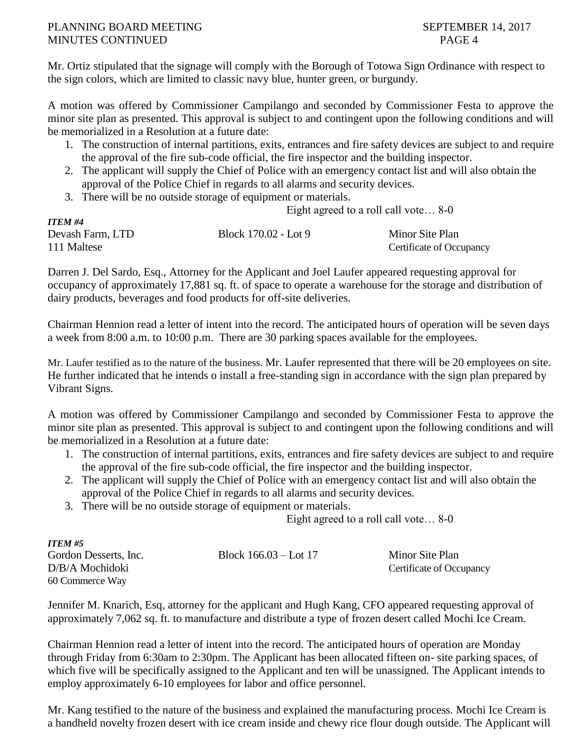Mr. Ortiz stipulated that the signage will comply with the Borough of Totowa Sign Ordinance with respect to the sign colors, which are limited to classic navy blue, hunter green, or burgundy.

A motion was offered by Commissioner Campilango and seconded by Commissioner Festa to approve the minor site plan as presented. This approval is subject to and contingent upon the following conditions and will be memorialized in a Resolution at a future date:

1. The construction of internal partitions, exits, entrances and fire safety devices are subject to and require the approval of the fire sub-code official, the fire inspector and the building inspector.
2. The applicant will supply the Chief of Police with an emergency contact list and will also obtain the approval of the Police Chief in regards to all alarms and security devices.
3. There will be no outside storage of equipment or materials.

Eight agreed to a roll call vote… 8-0

***ITEM #4***

| | | |
|---|---|---|
| Devash Farm, LTD | Block 170.02 - Lot 9 | Minor Site Plan |
| 111 Maltese | | Certificate of Occupancy |

Darren J. Del Sardo, Esq., Attorney for the Applicant and Joel Laufer appeared requesting approval for occupancy of approximately 17,881 sq. ft. of space to operate a warehouse for the storage and distribution of dairy products, beverages and food products for off-site deliveries.

Chairman Hennion read a letter of intent into the record. The anticipated hours of operation will be seven days a week from 8:00 a.m. to 10:00 p.m. There are 30 parking spaces available for the employees.

Mr. Laufer testified as to the nature of the business. Mr. Laufer represented that there will be 20 employees on site. He further indicated that he intends o install a free-standing sign in accordance with the sign plan prepared by Vibrant Signs.

A motion was offered by Commissioner Campilango and seconded by Commissioner Festa to approve the minor site plan as presented. This approval is subject to and contingent upon the following conditions and will be memorialized in a Resolution at a future date:

1. The construction of internal partitions, exits, entrances and fire safety devices are subject to and require the approval of the fire sub-code official, the fire inspector and the building inspector.
2. The applicant will supply the Chief of Police with an emergency contact list and will also obtain the approval of the Police Chief in regards to all alarms and security devices.
3. There will be no outside storage of equipment or materials.

Eight agreed to a roll call vote… 8-0

***ITEM #5***

| | | |
|---|---|---|
| Gordon Desserts, Inc. | Block 166.03 – Lot 17 | Minor Site Plan |
| D/B/A Mochidoki | | Certificate of Occupancy |
| 60 Commerce Way | | |

Jennifer M. Knarich, Esq, attorney for the applicant and Hugh Kang, CFO appeared requesting approval of approximately 7,062 sq. ft. to manufacture and distribute a type of frozen desert called Mochi Ice Cream.

Chairman Hennion read a letter of intent into the record. The anticipated hours of operation are Monday through Friday from 6:30am to 2:30pm. The Applicant has been allocated fifteen on- site parking spaces, of which five will be specifically assigned to the Applicant and ten will be unassigned. The Applicant intends to employ approximately 6-10 employees for labor and office personnel.

Mr. Kang testified to the nature of the business and explained the manufacturing process. Mochi Ice Cream is a handheld novelty frozen desert with ice cream inside and chewy rice flour dough outside. The Applicant will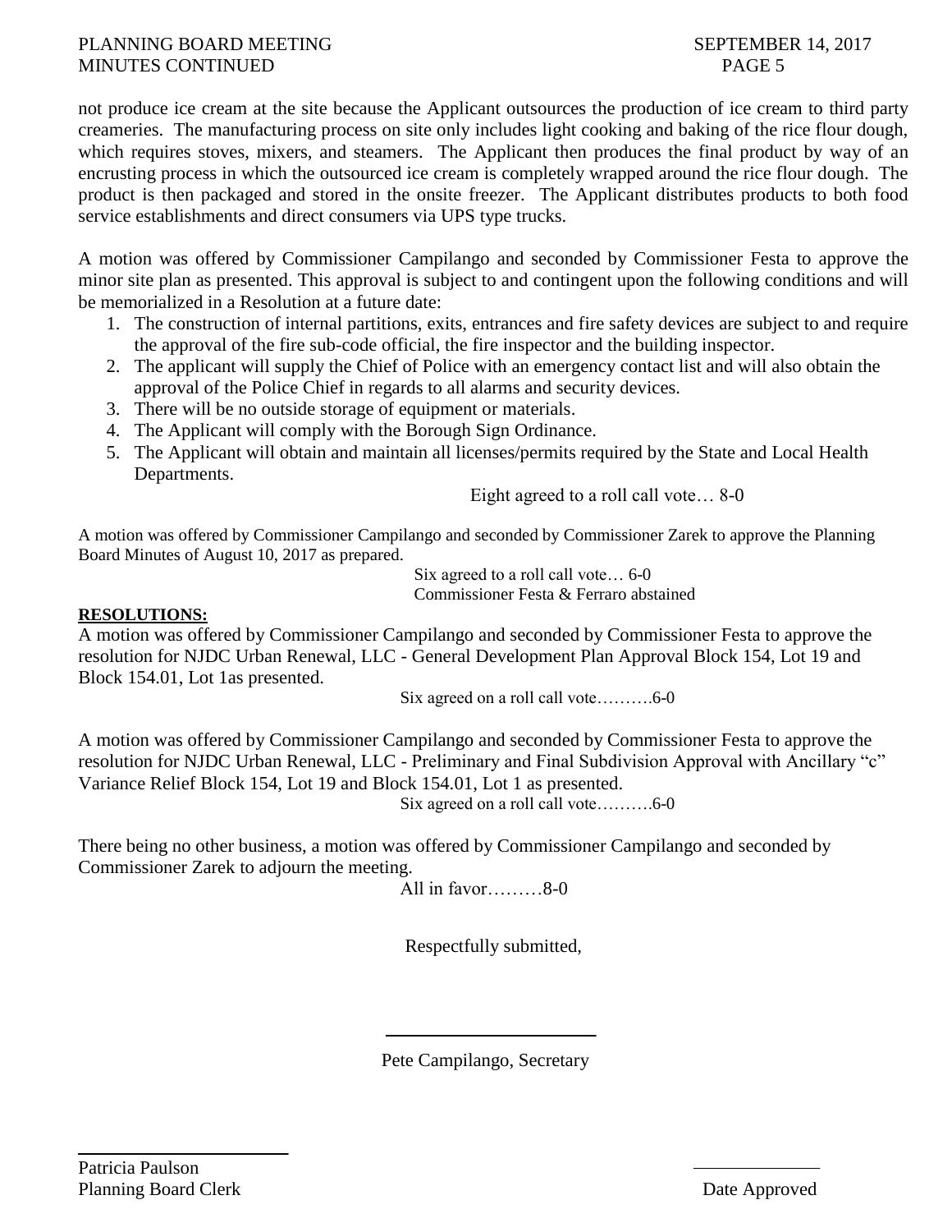not produce ice cream at the site because the Applicant outsources the production of ice cream to third party creameries. The manufacturing process on site only includes light cooking and baking of the rice flour dough, which requires stoves, mixers, and steamers. The Applicant then produces the final product by way of an encrusting process in which the outsourced ice cream is completely wrapped around the rice flour dough. The product is then packaged and stored in the onsite freezer. The Applicant distributes products to both food service establishments and direct consumers via UPS type trucks.

A motion was offered by Commissioner Campilango and seconded by Commissioner Festa to approve the minor site plan as presented. This approval is subject to and contingent upon the following conditions and will be memorialized in a Resolution at a future date:

1. The construction of internal partitions, exits, entrances and fire safety devices are subject to and require the approval of the fire sub-code official, the fire inspector and the building inspector.
2. The applicant will supply the Chief of Police with an emergency contact list and will also obtain the approval of the Police Chief in regards to all alarms and security devices.
3. There will be no outside storage of equipment or materials.
4. The Applicant will comply with the Borough Sign Ordinance.
5. The Applicant will obtain and maintain all licenses/permits required by the State and Local Health Departments.

Eight agreed to a roll call vote… 8-0

A motion was offered by Commissioner Campilango and seconded by Commissioner Zarek to approve the Planning Board Minutes of August 10, 2017 as prepared.

Six agreed to a roll call vote… 6-0
Commissioner Festa & Ferraro abstained

**RESOLUTIONS:**

A motion was offered by Commissioner Campilango and seconded by Commissioner Festa to approve the resolution for NJDC Urban Renewal, LLC - General Development Plan Approval Block 154, Lot 19 and Block 154.01, Lot 1as presented.

Six agreed on a roll call vote……….6-0

A motion was offered by Commissioner Campilango and seconded by Commissioner Festa to approve the resolution for NJDC Urban Renewal, LLC - Preliminary and Final Subdivision Approval with Ancillary "c" Variance Relief Block 154, Lot 19 and Block 154.01, Lot 1 as presented.

Six agreed on a roll call vote……….6-0

There being no other business, a motion was offered by Commissioner Campilango and seconded by Commissioner Zarek to adjourn the meeting.

All in favor………8-0

Respectfully submitted,

Pete Campilango, Secretary

Patricia Paulson
Planning Board Clerk

Date Approved